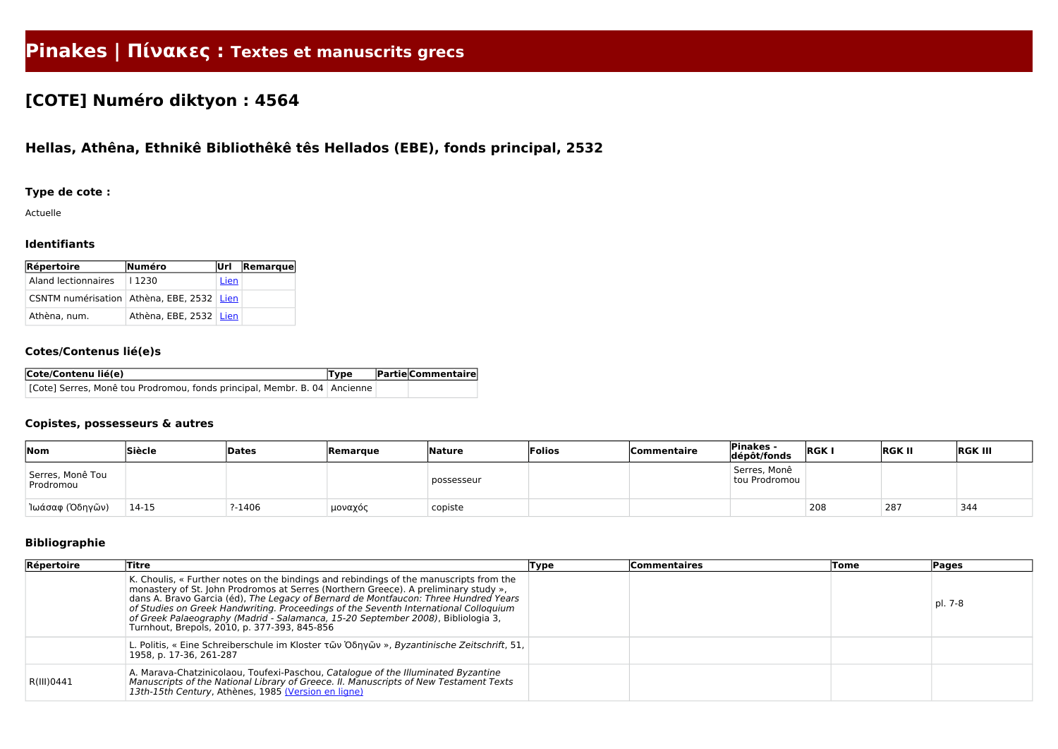# Pinakes | Πίνακες : Textes et manuscrits grecs

## [COTE] Numéro diktyon : 4564

### Hellas, Athêna, Ethnikê Bibliothêkê tês Hellados (EBE), fonds principal, 2532

#### Type de cote :

Actuelle

#### Identifiants

| Répertoire | Numéro | Url | Remarque |
|---|---|---|---|
| Aland lectionnaires | l 1230 | Lien | |
| CSNTM numérisation | Athèna, EBE, 2532 | Lien | |
| Athèna, num. | Athèna, EBE, 2532 | Lien | |

#### Cotes/Contenus lié(e)s

| Cote/Contenu lié(e) | Type | Partie | Commentaire |
|---|---|---|---|
| [Cote] Serres, Monê tou Prodromou, fonds principal, Membr. B. 04 | Ancienne | | |

#### Copistes, possesseurs & autres

| Nom | Siècle | Dates | Remarque | Nature | Folios | Commentaire | Pinakes - dépôt/fonds | RGK I | RGK II | RGK III |
|---|---|---|---|---|---|---|---|---|---|---|
| Serres, Monê Tou Prodromou | | | | possesseur | | | Serres, Monê tou Prodromou | | | |
| Ἰωάσαφ (Ὁδηγῶν) | 14-15 | ?-1406 | μοναχός | copiste | | | | 208 | 287 | 344 |

#### Bibliographie

| Répertoire | Titre | Type | Commentaires | Tome | Pages |
|---|---|---|---|---|---|
| | K. Choulis, « Further notes on the bindings and rebindings of the manuscripts from the monastery of St. John Prodromos at Serres (Northern Greece). A preliminary study », dans A. Bravo Garcia (éd), *The Legacy of Bernard de Montfaucon: Three Hundred Years of Studies on Greek Handwriting. Proceedings of the Seventh International Colloquium of Greek Palaeography (Madrid - Salamanca, 15-20 September 2008)*, Bibliologia 3, Turnhout, Brepols, 2010, p. 377-393, 845-856 | | | | pl. 7-8 |
| | L. Politis, « Eine Schreiberschule im Kloster τῶν Ὁδηγῶν », *Byzantinische Zeitschrift*, 51, 1958, p. 17-36, 261-287 | | | | |
| R(III)0441 | A. Marava-Chatzinicolaou, Toufexi-Paschou, *Catalogue of the Illuminated Byzantine Manuscripts of the National Library of Greece. II. Manuscripts of New Testament Texts 13th-15th Century*, Athènes, 1985 (Version en ligne) | | | | |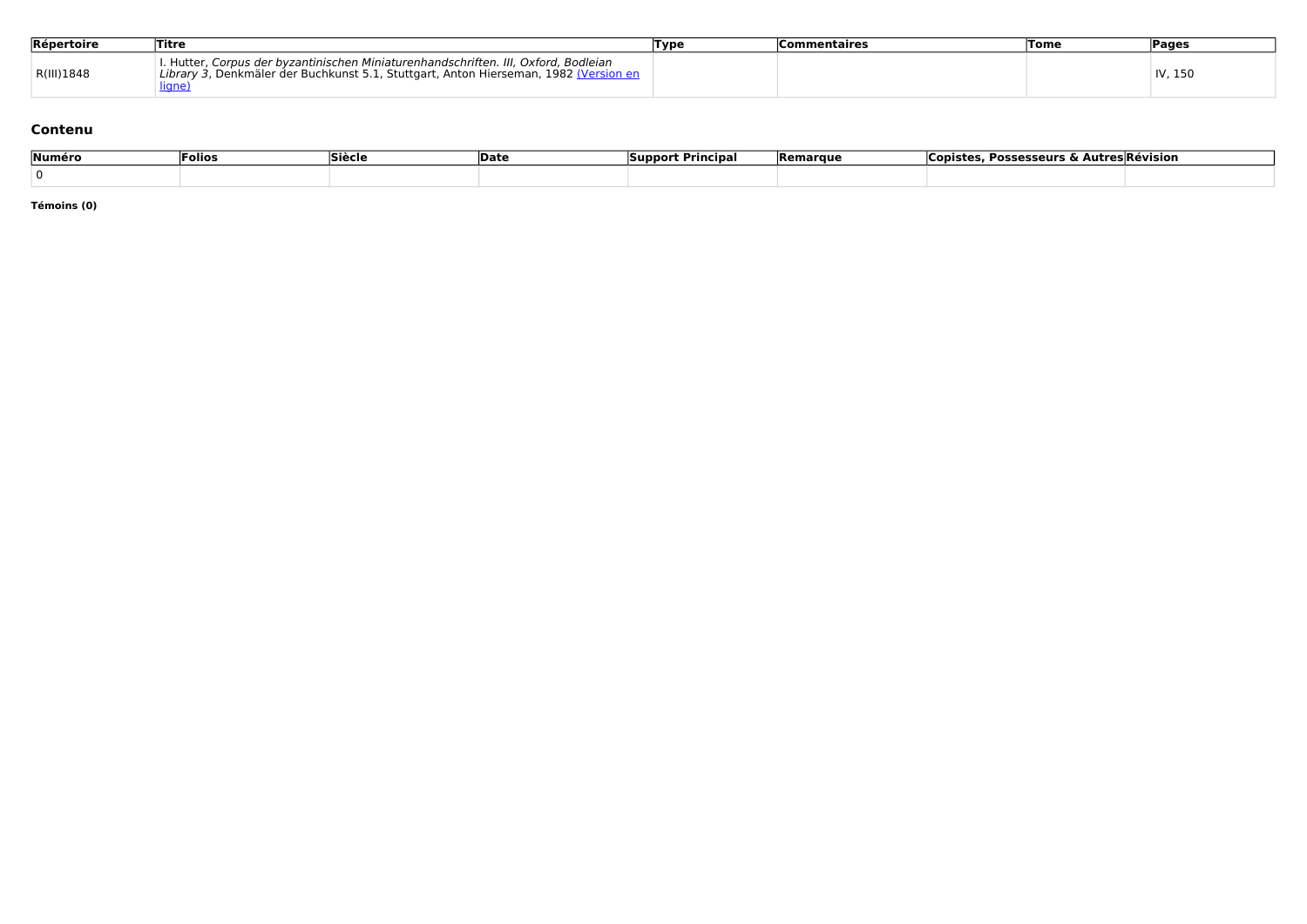| Répertoire | Titre | Type | Commentaires | Tome | Pages |
|---|---|---|---|---|---|
| R(III)1848 | I. Hutter, *Corpus der byzantinischen Miniaturenhandschriften. III, Oxford, Bodleian Library 3*, Denkmäler der Buchkunst 5.1, Stuttgart, Anton Hierseman, 1982 (Version en ligne) | | | | IV, 150 |

## Contenu

| Numéro | Folios | Siècle | Date | Support Principal | Remarque | Copistes, Possesseurs & Autres | Révision |
|---|---|---|---|---|---|---|---|
| 0 | | | | | | | |

**Témoins (0)**